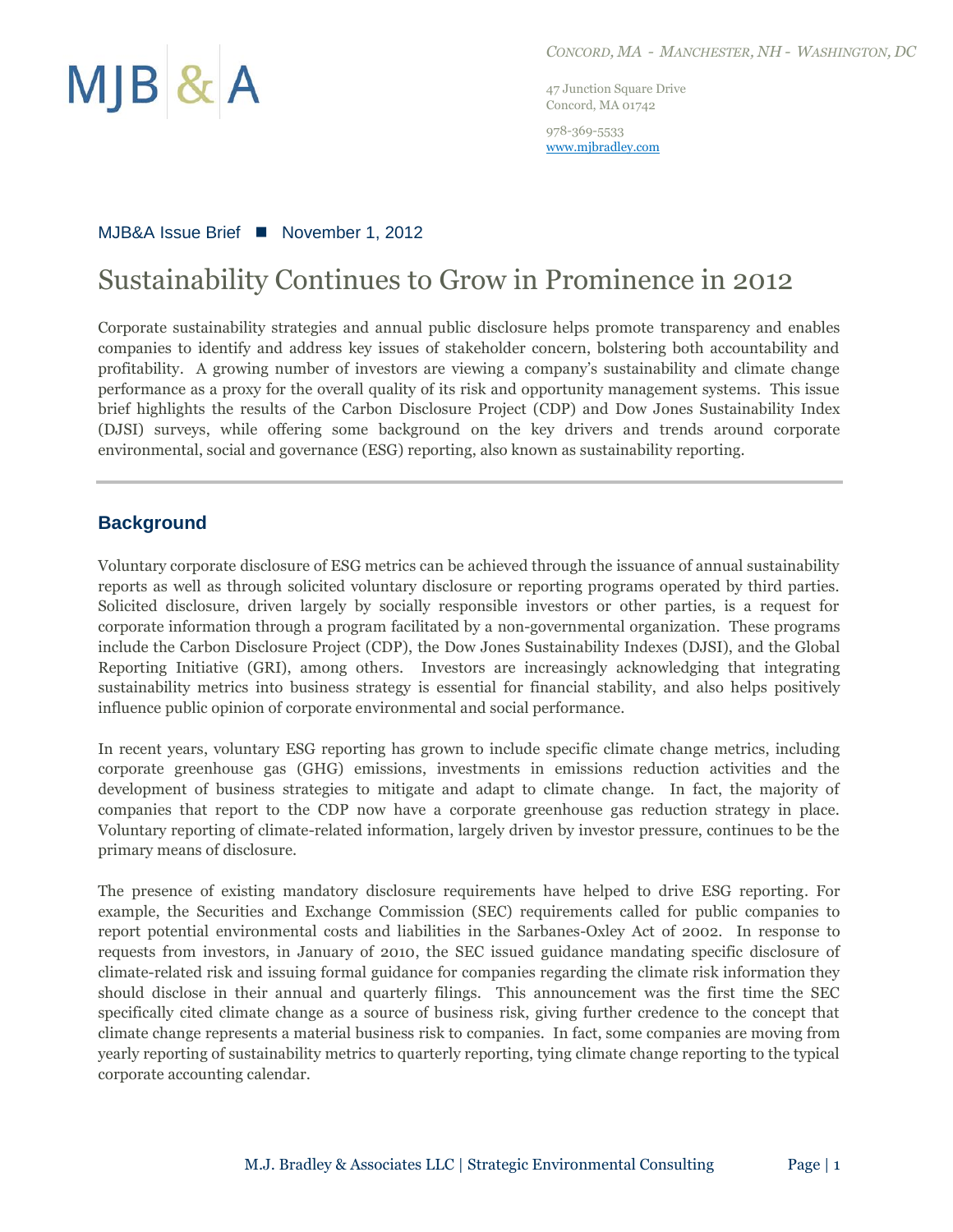MJB & A

*Concord, MA - Manchester, NH - Washington, DC*

47 Junction Square Drive
Concord, MA 01742

978-369-5533
www.mjbradley.com

MJB&A Issue Brief ■ November 1, 2012

# Sustainability Continues to Grow in Prominence in 2012

Corporate sustainability strategies and annual public disclosure helps promote transparency and enables companies to identify and address key issues of stakeholder concern, bolstering both accountability and profitability. A growing number of investors are viewing a company's sustainability and climate change performance as a proxy for the overall quality of its risk and opportunity management systems. This issue brief highlights the results of the Carbon Disclosure Project (CDP) and Dow Jones Sustainability Index (DJSI) surveys, while offering some background on the key drivers and trends around corporate environmental, social and governance (ESG) reporting, also known as sustainability reporting.

## Background

Voluntary corporate disclosure of ESG metrics can be achieved through the issuance of annual sustainability reports as well as through solicited voluntary disclosure or reporting programs operated by third parties. Solicited disclosure, driven largely by socially responsible investors or other parties, is a request for corporate information through a program facilitated by a non-governmental organization. These programs include the Carbon Disclosure Project (CDP), the Dow Jones Sustainability Indexes (DJSI), and the Global Reporting Initiative (GRI), among others. Investors are increasingly acknowledging that integrating sustainability metrics into business strategy is essential for financial stability, and also helps positively influence public opinion of corporate environmental and social performance.

In recent years, voluntary ESG reporting has grown to include specific climate change metrics, including corporate greenhouse gas (GHG) emissions, investments in emissions reduction activities and the development of business strategies to mitigate and adapt to climate change. In fact, the majority of companies that report to the CDP now have a corporate greenhouse gas reduction strategy in place. Voluntary reporting of climate-related information, largely driven by investor pressure, continues to be the primary means of disclosure.

The presence of existing mandatory disclosure requirements have helped to drive ESG reporting. For example, the Securities and Exchange Commission (SEC) requirements called for public companies to report potential environmental costs and liabilities in the Sarbanes-Oxley Act of 2002. In response to requests from investors, in January of 2010, the SEC issued guidance mandating specific disclosure of climate-related risk and issuing formal guidance for companies regarding the climate risk information they should disclose in their annual and quarterly filings. This announcement was the first time the SEC specifically cited climate change as a source of business risk, giving further credence to the concept that climate change represents a material business risk to companies. In fact, some companies are moving from yearly reporting of sustainability metrics to quarterly reporting, tying climate change reporting to the typical corporate accounting calendar.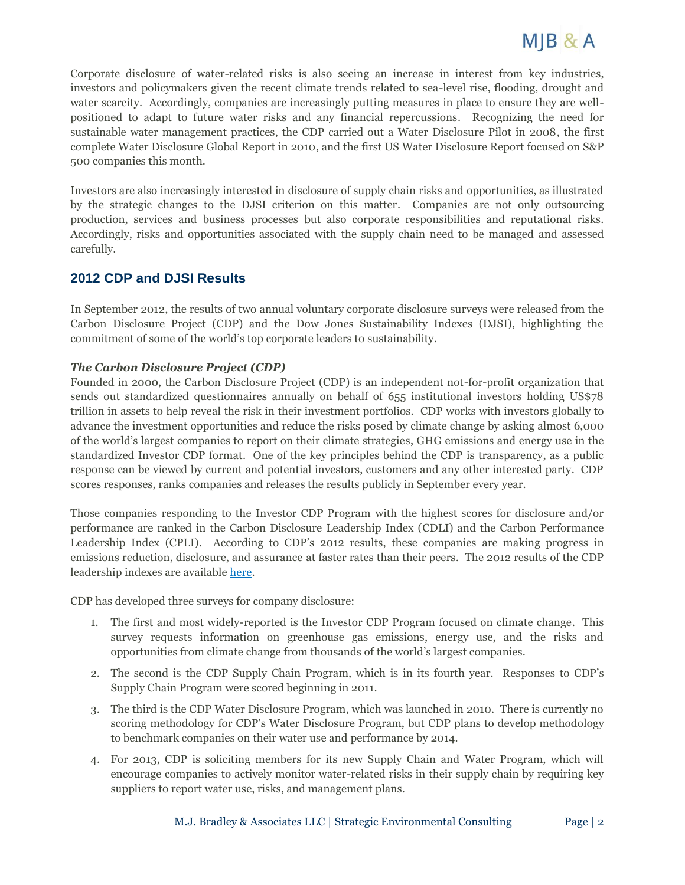Corporate disclosure of water-related risks is also seeing an increase in interest from key industries, investors and policymakers given the recent climate trends related to sea-level rise, flooding, drought and water scarcity. Accordingly, companies are increasingly putting measures in place to ensure they are well-positioned to adapt to future water risks and any financial repercussions. Recognizing the need for sustainable water management practices, the CDP carried out a Water Disclosure Pilot in 2008, the first complete Water Disclosure Global Report in 2010, and the first US Water Disclosure Report focused on S&P 500 companies this month.

Investors are also increasingly interested in disclosure of supply chain risks and opportunities, as illustrated by the strategic changes to the DJSI criterion on this matter. Companies are not only outsourcing production, services and business processes but also corporate responsibilities and reputational risks. Accordingly, risks and opportunities associated with the supply chain need to be managed and assessed carefully.

## 2012 CDP and DJSI Results

In September 2012, the results of two annual voluntary corporate disclosure surveys were released from the Carbon Disclosure Project (CDP) and the Dow Jones Sustainability Indexes (DJSI), highlighting the commitment of some of the world's top corporate leaders to sustainability.

### *The Carbon Disclosure Project (CDP)*

Founded in 2000, the Carbon Disclosure Project (CDP) is an independent not-for-profit organization that sends out standardized questionnaires annually on behalf of 655 institutional investors holding US$78 trillion in assets to help reveal the risk in their investment portfolios. CDP works with investors globally to advance the investment opportunities and reduce the risks posed by climate change by asking almost 6,000 of the world's largest companies to report on their climate strategies, GHG emissions and energy use in the standardized Investor CDP format. One of the key principles behind the CDP is transparency, as a public response can be viewed by current and potential investors, customers and any other interested party. CDP scores responses, ranks companies and releases the results publicly in September every year.

Those companies responding to the Investor CDP Program with the highest scores for disclosure and/or performance are ranked in the Carbon Disclosure Leadership Index (CDLI) and the Carbon Performance Leadership Index (CPLI). According to CDP's 2012 results, these companies are making progress in emissions reduction, disclosure, and assurance at faster rates than their peers. The 2012 results of the CDP leadership indexes are available here.

CDP has developed three surveys for company disclosure:

1. The first and most widely-reported is the Investor CDP Program focused on climate change. This survey requests information on greenhouse gas emissions, energy use, and the risks and opportunities from climate change from thousands of the world's largest companies.
2. The second is the CDP Supply Chain Program, which is in its fourth year. Responses to CDP's Supply Chain Program were scored beginning in 2011.
3. The third is the CDP Water Disclosure Program, which was launched in 2010. There is currently no scoring methodology for CDP's Water Disclosure Program, but CDP plans to develop methodology to benchmark companies on their water use and performance by 2014.
4. For 2013, CDP is soliciting members for its new Supply Chain and Water Program, which will encourage companies to actively monitor water-related risks in their supply chain by requiring key suppliers to report water use, risks, and management plans.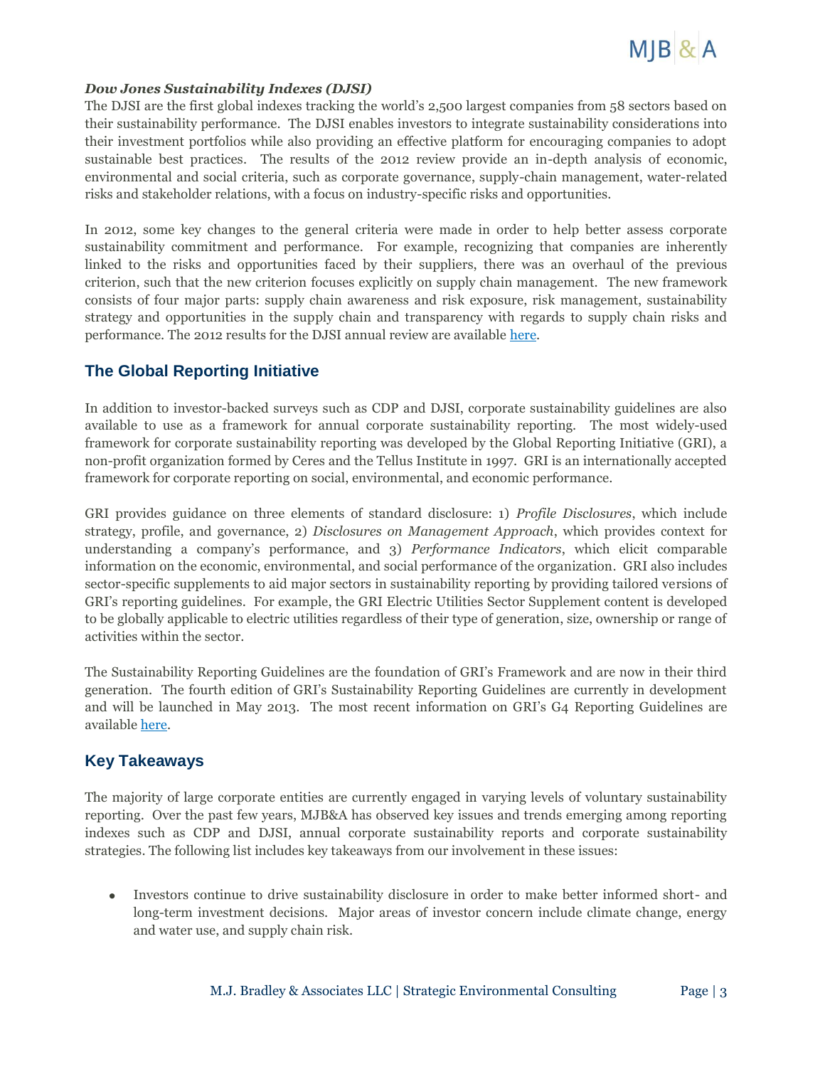***Dow Jones Sustainability Indexes (DJSI)***

The DJSI are the first global indexes tracking the world's 2,500 largest companies from 58 sectors based on their sustainability performance. The DJSI enables investors to integrate sustainability considerations into their investment portfolios while also providing an effective platform for encouraging companies to adopt sustainable best practices. The results of the 2012 review provide an in-depth analysis of economic, environmental and social criteria, such as corporate governance, supply-chain management, water-related risks and stakeholder relations, with a focus on industry-specific risks and opportunities.

In 2012, some key changes to the general criteria were made in order to help better assess corporate sustainability commitment and performance. For example, recognizing that companies are inherently linked to the risks and opportunities faced by their suppliers, there was an overhaul of the previous criterion, such that the new criterion focuses explicitly on supply chain management. The new framework consists of four major parts: supply chain awareness and risk exposure, risk management, sustainability strategy and opportunities in the supply chain and transparency with regards to supply chain risks and performance. The 2012 results for the DJSI annual review are available here.

## The Global Reporting Initiative

In addition to investor-backed surveys such as CDP and DJSI, corporate sustainability guidelines are also available to use as a framework for annual corporate sustainability reporting. The most widely-used framework for corporate sustainability reporting was developed by the Global Reporting Initiative (GRI), a non-profit organization formed by Ceres and the Tellus Institute in 1997. GRI is an internationally accepted framework for corporate reporting on social, environmental, and economic performance.

GRI provides guidance on three elements of standard disclosure: 1) *Profile Disclosures*, which include strategy, profile, and governance, 2) *Disclosures on Management Approach*, which provides context for understanding a company's performance, and 3) *Performance Indicators*, which elicit comparable information on the economic, environmental, and social performance of the organization. GRI also includes sector-specific supplements to aid major sectors in sustainability reporting by providing tailored versions of GRI's reporting guidelines. For example, the GRI Electric Utilities Sector Supplement content is developed to be globally applicable to electric utilities regardless of their type of generation, size, ownership or range of activities within the sector.

The Sustainability Reporting Guidelines are the foundation of GRI's Framework and are now in their third generation. The fourth edition of GRI's Sustainability Reporting Guidelines are currently in development and will be launched in May 2013. The most recent information on GRI's G4 Reporting Guidelines are available here.

## Key Takeaways

The majority of large corporate entities are currently engaged in varying levels of voluntary sustainability reporting. Over the past few years, MJB&A has observed key issues and trends emerging among reporting indexes such as CDP and DJSI, annual corporate sustainability reports and corporate sustainability strategies. The following list includes key takeaways from our involvement in these issues:

- Investors continue to drive sustainability disclosure in order to make better informed short- and long-term investment decisions. Major areas of investor concern include climate change, energy and water use, and supply chain risk.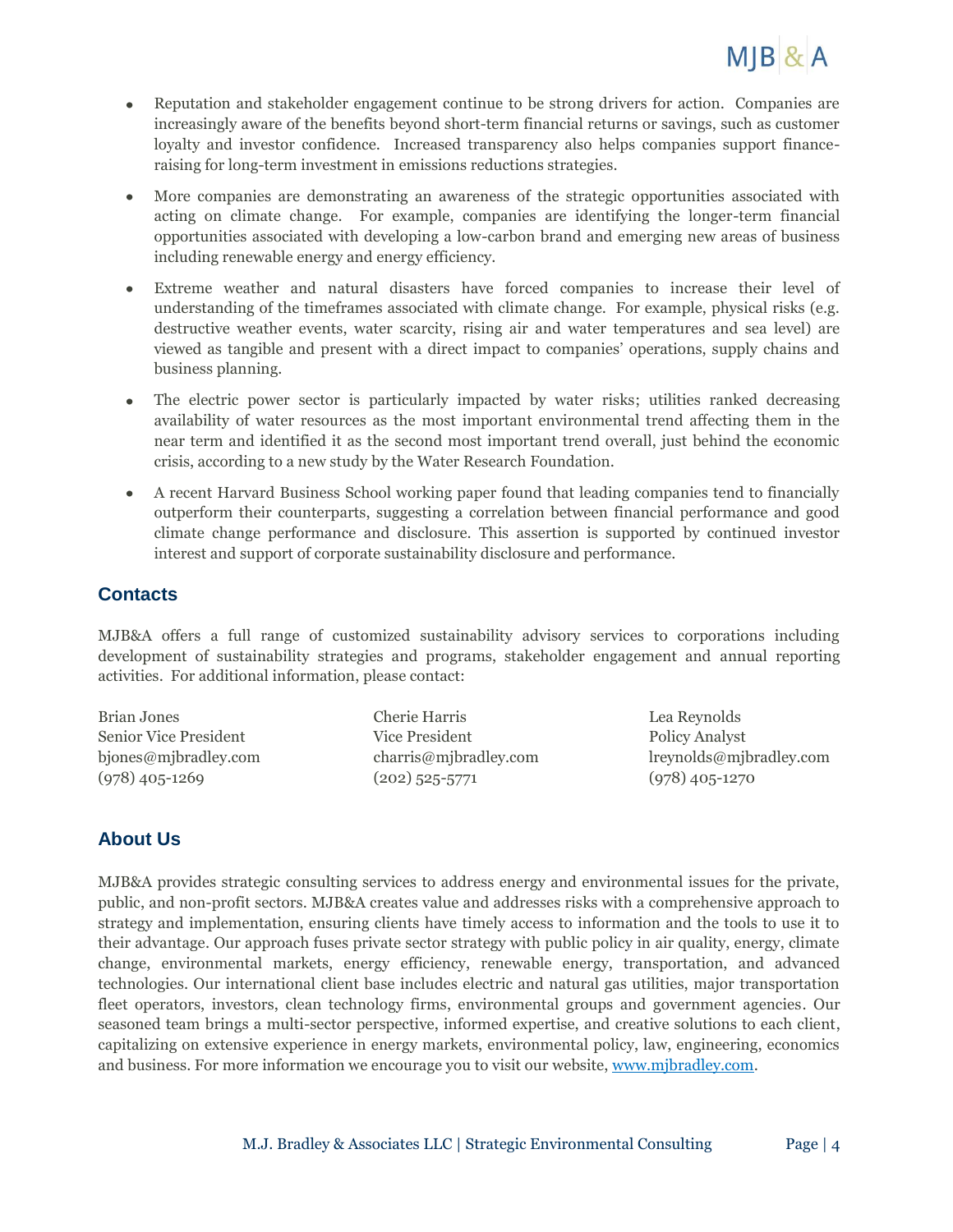- Reputation and stakeholder engagement continue to be strong drivers for action. Companies are increasingly aware of the benefits beyond short-term financial returns or savings, such as customer loyalty and investor confidence. Increased transparency also helps companies support finance-raising for long-term investment in emissions reductions strategies.
- More companies are demonstrating an awareness of the strategic opportunities associated with acting on climate change. For example, companies are identifying the longer-term financial opportunities associated with developing a low-carbon brand and emerging new areas of business including renewable energy and energy efficiency.
- Extreme weather and natural disasters have forced companies to increase their level of understanding of the timeframes associated with climate change. For example, physical risks (e.g. destructive weather events, water scarcity, rising air and water temperatures and sea level) are viewed as tangible and present with a direct impact to companies' operations, supply chains and business planning.
- The electric power sector is particularly impacted by water risks; utilities ranked decreasing availability of water resources as the most important environmental trend affecting them in the near term and identified it as the second most important trend overall, just behind the economic crisis, according to a new study by the Water Research Foundation.
- A recent Harvard Business School working paper found that leading companies tend to financially outperform their counterparts, suggesting a correlation between financial performance and good climate change performance and disclosure. This assertion is supported by continued investor interest and support of corporate sustainability disclosure and performance.

## Contacts

MJB&A offers a full range of customized sustainability advisory services to corporations including development of sustainability strategies and programs, stakeholder engagement and annual reporting activities. For additional information, please contact:

Brian Jones
Senior Vice President
bjones@mjbradley.com
(978) 405-1269

Cherie Harris
Vice President
charris@mjbradley.com
(202) 525-5771

Lea Reynolds
Policy Analyst
lreynolds@mjbradley.com
(978) 405-1270

## About Us

MJB&A provides strategic consulting services to address energy and environmental issues for the private, public, and non-profit sectors. MJB&A creates value and addresses risks with a comprehensive approach to strategy and implementation, ensuring clients have timely access to information and the tools to use it to their advantage. Our approach fuses private sector strategy with public policy in air quality, energy, climate change, environmental markets, energy efficiency, renewable energy, transportation, and advanced technologies. Our international client base includes electric and natural gas utilities, major transportation fleet operators, investors, clean technology firms, environmental groups and government agencies. Our seasoned team brings a multi-sector perspective, informed expertise, and creative solutions to each client, capitalizing on extensive experience in energy markets, environmental policy, law, engineering, economics and business. For more information we encourage you to visit our website, www.mjbradley.com.